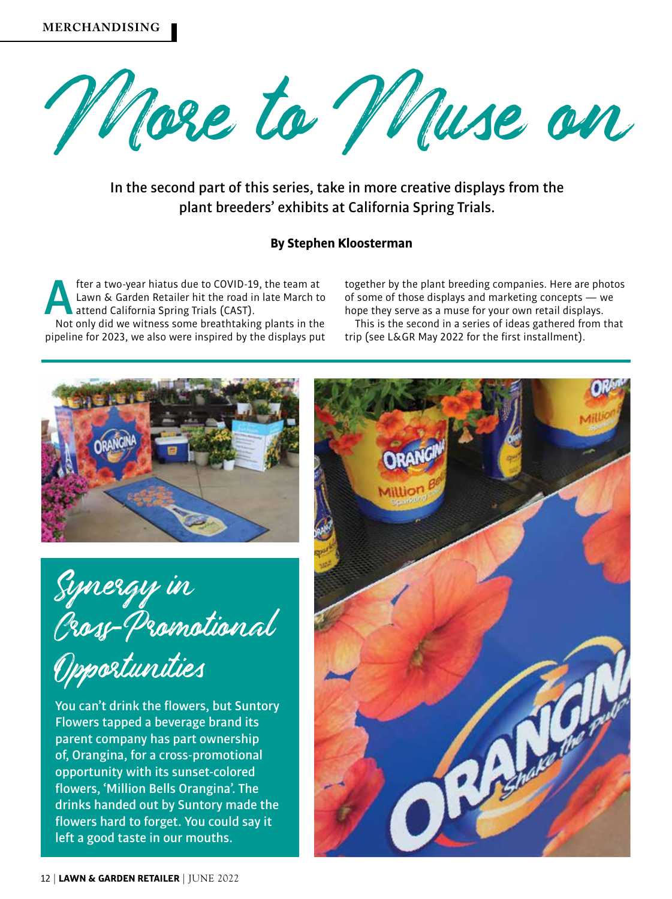# More to Muse on

In the second part of this series, take in more creative displays from the plant breeders' exhibits at California Spring Trials.

**By Stephen Kloosterman**

After a two-year hiatus due to COVID-19, the team at Lawn & Garden Retailer hit the road in late March to attend California Spring Trials (CAST).

Not only did we witness some breathtaking plants in the pipeline for 2023, we also were inspired by the displays put together by the plant breeding companies. Here are photos of some of those displays and marketing concepts — we hope they serve as a muse for your own retail displays.

This is the second in a series of ideas gathered from that trip (see L&GR May 2022 for the first installment).

## Synergy in Cross-Promotional Opportunities

You can't drink the flowers, but Suntory Flowers tapped a beverage brand its parent company has part ownership of, Orangina, for a cross-promotional opportunity with its sunset-colored flowers, 'Million Bells Orangina'. The drinks handed out by Suntory made the flowers hard to forget. You could say it left a good taste in our mouths.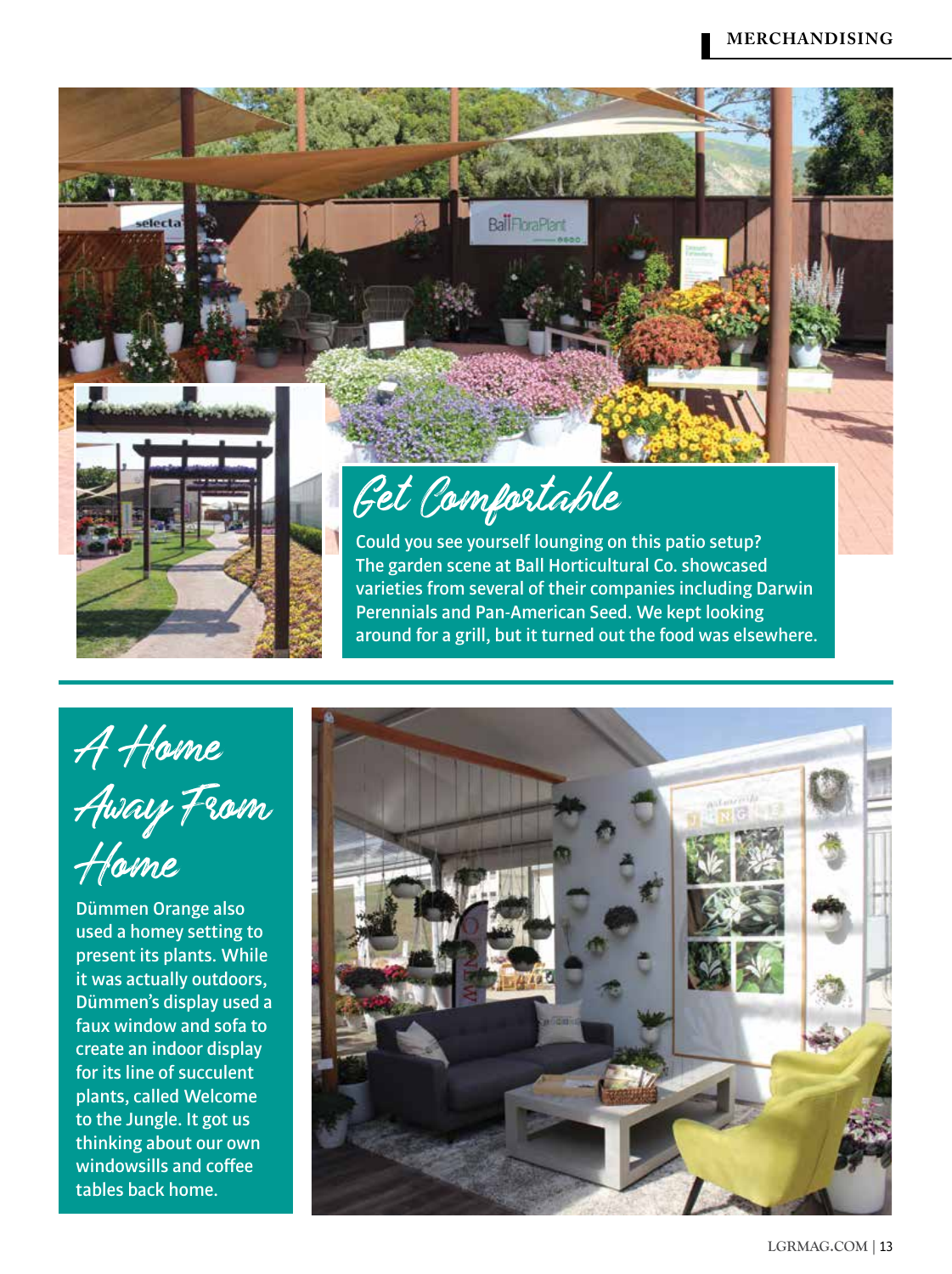## Get Comfortable

Could you see yourself lounging on this patio setup? The garden scene at Ball Horticultural Co. showcased varieties from several of their companies including Darwin Perennials and Pan-American Seed. We kept looking around for a grill, but it turned out the food was elsewhere.

## A Home Away From Home

Dümmen Orange also used a homey setting to present its plants. While it was actually outdoors, Dümmen's display used a faux window and sofa to create an indoor display for its line of succulent plants, called Welcome to the Jungle. It got us thinking about our own windowsills and coffee tables back home.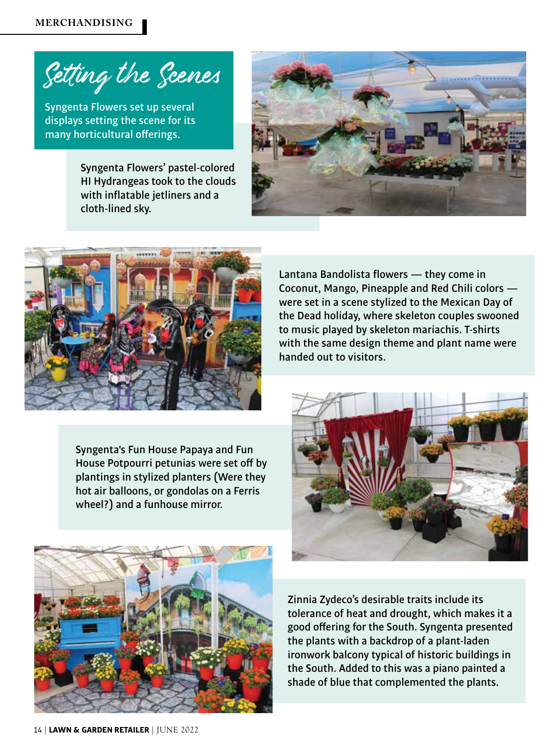# Setting the Scenes

Syngenta Flowers set up several displays setting the scene for its many horticultural offerings.

Syngenta Flowers' pastel-colored HI Hydrangeas took to the clouds with inflatable jetliners and a cloth-lined sky.

Lantana Bandolista flowers — they come in Coconut, Mango, Pineapple and Red Chili colors — were set in a scene stylized to the Mexican Day of the Dead holiday, where skeleton couples swooned to music played by skeleton mariachis. T-shirts with the same design theme and plant name were handed out to visitors.

Syngenta's Fun House Papaya and Fun House Potpourri petunias were set off by plantings in stylized planters (Were they hot air balloons, or gondolas on a Ferris wheel?) and a funhouse mirror.

Zinnia Zydeco's desirable traits include its tolerance of heat and drought, which makes it a good offering for the South. Syngenta presented the plants with a backdrop of a plant-laden ironwork balcony typical of historic buildings in the South. Added to this was a piano painted a shade of blue that complemented the plants.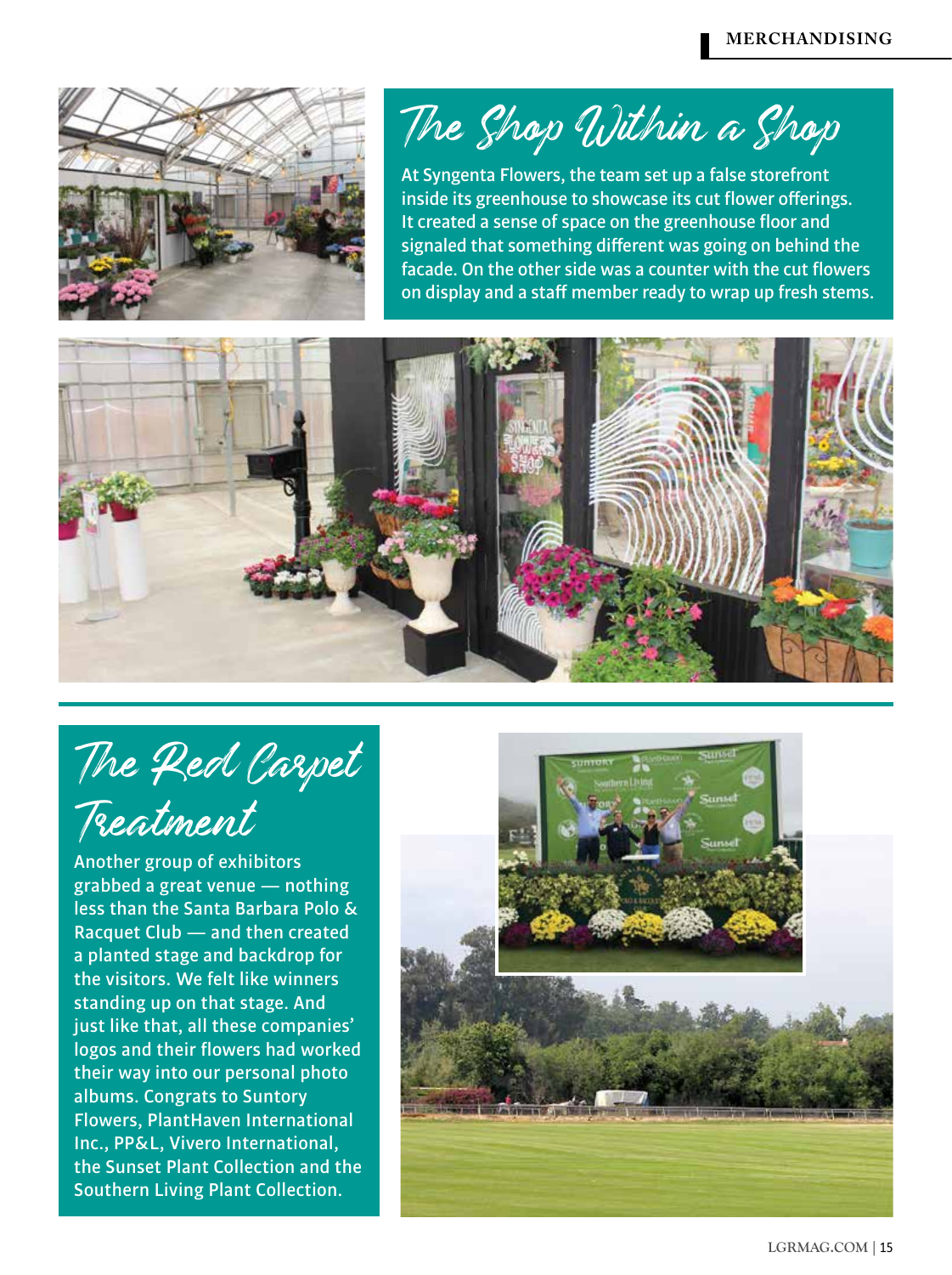## The Shop Within a Shop

At Syngenta Flowers, the team set up a false storefront inside its greenhouse to showcase its cut flower offerings. It created a sense of space on the greenhouse floor and signaled that something different was going on behind the facade. On the other side was a counter with the cut flowers on display and a staff member ready to wrap up fresh stems.

## The Red Carpet Treatment

Another group of exhibitors grabbed a great venue — nothing less than the Santa Barbara Polo & Racquet Club — and then created a planted stage and backdrop for the visitors. We felt like winners standing up on that stage. And just like that, all these companies' logos and their flowers had worked their way into our personal photo albums. Congrats to Suntory Flowers, PlantHaven International Inc., PP&L, Vivero International, the Sunset Plant Collection and the Southern Living Plant Collection.